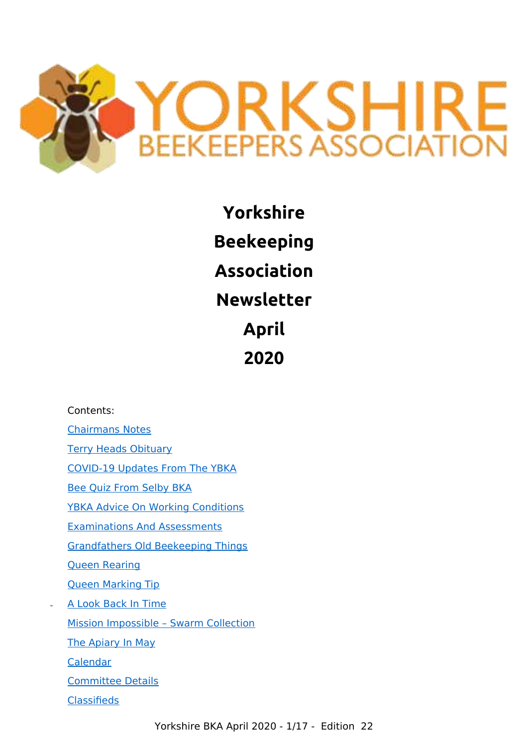# Yorkshire Beekeeping Association Newsletter April 2020

Contents:

- Chairmans Notes
- Terry Heads Obituary
- COVID-19 Updates From The YBKA
- Bee Quiz From Selby BKA
- YBKA Advice On Working Conditions
- Examinations And Assessments
- Grandfathers Old Beekeeping Things
- Queen Rearing
- Queen Marking Tip
- A Look Back In Time
- Mission Impossible – Swarm Collection
- The Apiary In May
- Calendar
- Committee Details
- Classifieds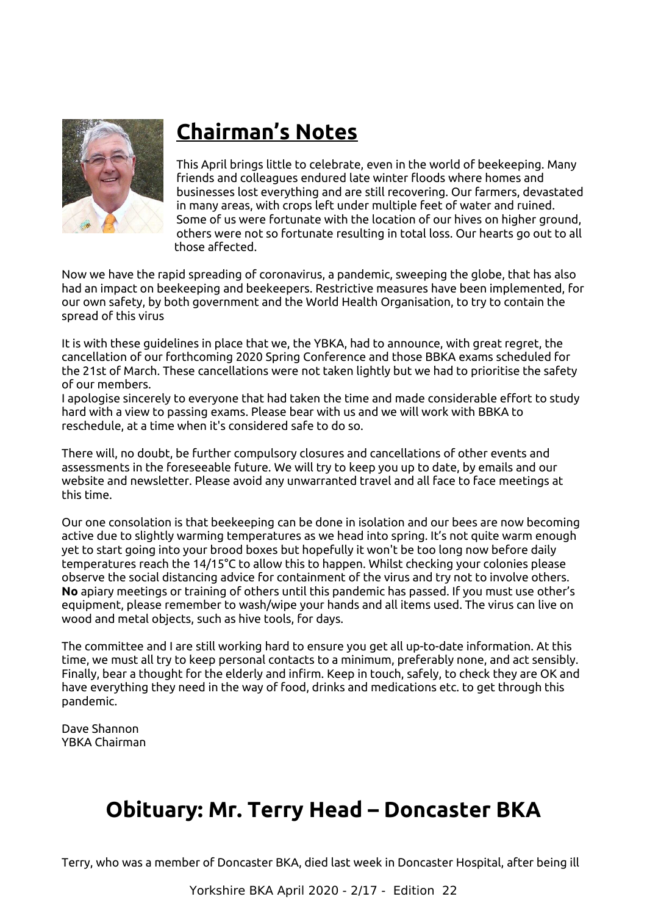## Chairman's Notes

This April brings little to celebrate, even in the world of beekeeping. Many friends and colleagues endured late winter floods where homes and businesses lost everything and are still recovering. Our farmers, devastated in many areas, with crops left under multiple feet of water and ruined. Some of us were fortunate with the location of our hives on higher ground, others were not so fortunate resulting in total loss. Our hearts go out to all those affected.

Now we have the rapid spreading of coronavirus, a pandemic, sweeping the globe, that has also had an impact on beekeeping and beekeepers. Restrictive measures have been implemented, for our own safety, by both government and the World Health Organisation, to try to contain the spread of this virus

It is with these guidelines in place that we, the YBKA, had to announce, with great regret, the cancellation of our forthcoming 2020 Spring Conference and those BBKA exams scheduled for the 21st of March. These cancellations were not taken lightly but we had to prioritise the safety of our members.
I apologise sincerely to everyone that had taken the time and made considerable effort to study hard with a view to passing exams. Please bear with us and we will work with BBKA to reschedule, at a time when it's considered safe to do so.

There will, no doubt, be further compulsory closures and cancellations of other events and assessments in the foreseeable future. We will try to keep you up to date, by emails and our website and newsletter. Please avoid any unwarranted travel and all face to face meetings at this time.

Our one consolation is that beekeeping can be done in isolation and our bees are now becoming active due to slightly warming temperatures as we head into spring. It's not quite warm enough yet to start going into your brood boxes but hopefully it won't be too long now before daily temperatures reach the 14/15°C to allow this to happen. Whilst checking your colonies please observe the social distancing advice for containment of the virus and try not to involve others. **No** apiary meetings or training of others until this pandemic has passed. If you must use other's equipment, please remember to wash/wipe your hands and all items used. The virus can live on wood and metal objects, such as hive tools, for days.

The committee and I are still working hard to ensure you get all up-to-date information. At this time, we must all try to keep personal contacts to a minimum, preferably none, and act sensibly. Finally, bear a thought for the elderly and infirm. Keep in touch, safely, to check they are OK and have everything they need in the way of food, drinks and medications etc. to get through this pandemic.

Dave Shannon
YBKA Chairman

# Obituary: Mr. Terry Head – Doncaster BKA

Terry, who was a member of Doncaster BKA, died last week in Doncaster Hospital, after being ill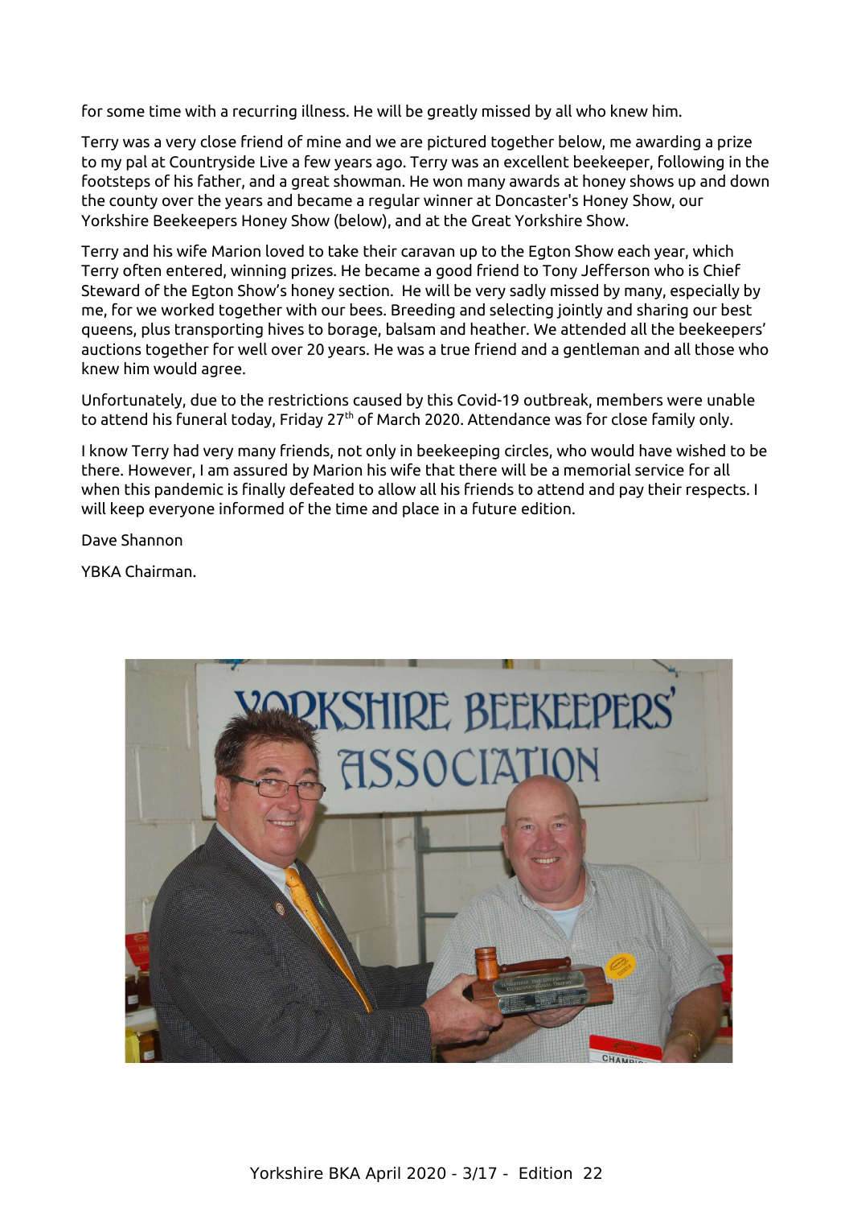for some time with a recurring illness. He will be greatly missed by all who knew him.

Terry was a very close friend of mine and we are pictured together below, me awarding a prize to my pal at Countryside Live a few years ago. Terry was an excellent beekeeper, following in the footsteps of his father, and a great showman. He won many awards at honey shows up and down the county over the years and became a regular winner at Doncaster's Honey Show, our Yorkshire Beekeepers Honey Show (below), and at the Great Yorkshire Show.

Terry and his wife Marion loved to take their caravan up to the Egton Show each year, which Terry often entered, winning prizes. He became a good friend to Tony Jefferson who is Chief Steward of the Egton Show's honey section. He will be very sadly missed by many, especially by me, for we worked together with our bees. Breeding and selecting jointly and sharing our best queens, plus transporting hives to borage, balsam and heather. We attended all the beekeepers' auctions together for well over 20 years. He was a true friend and a gentleman and all those who knew him would agree.

Unfortunately, due to the restrictions caused by this Covid-19 outbreak, members were unable to attend his funeral today, Friday 27th of March 2020. Attendance was for close family only.

I know Terry had very many friends, not only in beekeeping circles, who would have wished to be there. However, I am assured by Marion his wife that there will be a memorial service for all when this pandemic is finally defeated to allow all his friends to attend and pay their respects. I will keep everyone informed of the time and place in a future edition.

Dave Shannon

YBKA Chairman.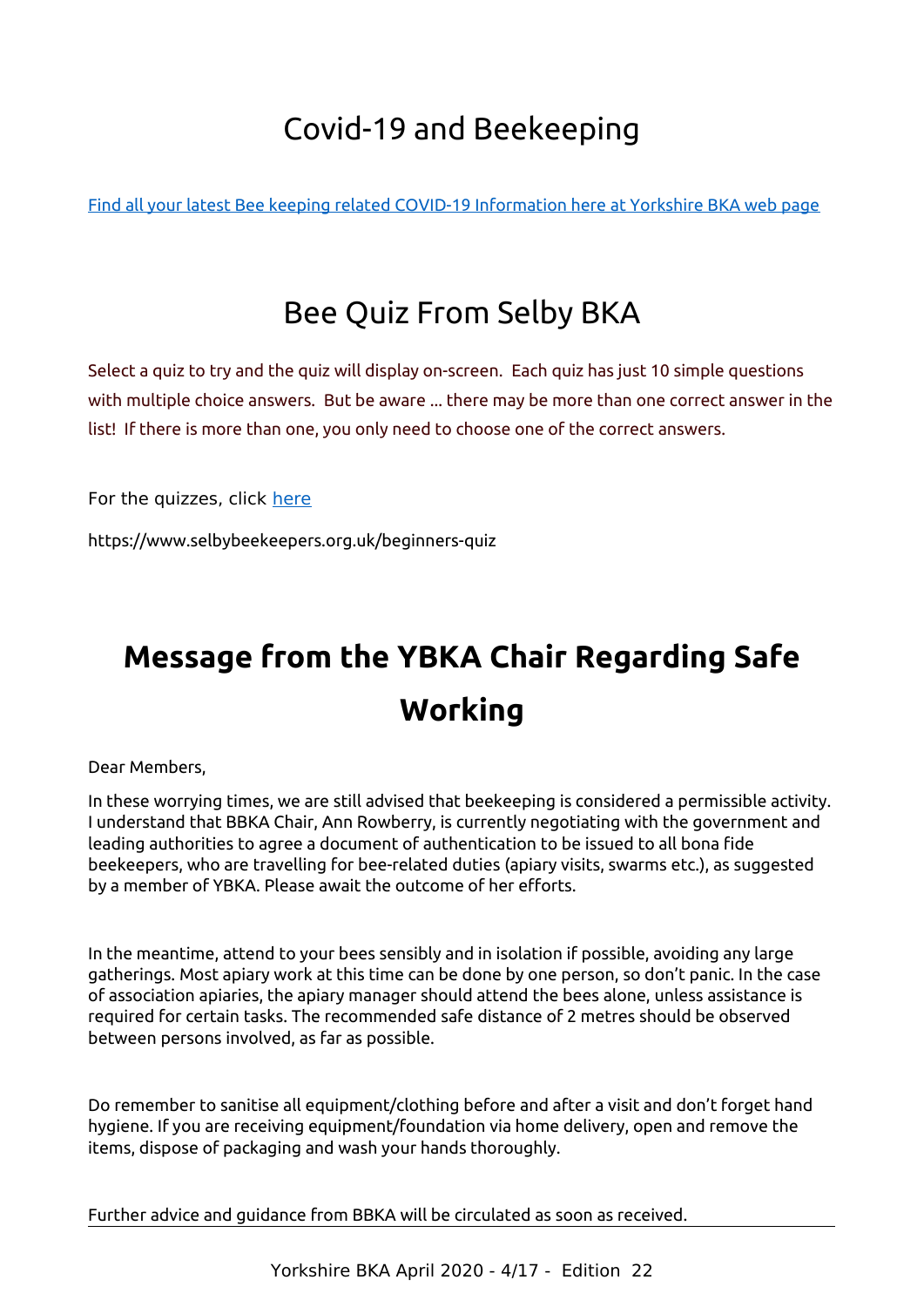# Covid-19 and Beekeeping

Find all your latest Bee keeping related COVID-19 Information here at Yorkshire BKA web page

# Bee Quiz From Selby BKA

Select a quiz to try and the quiz will display on-screen. Each quiz has just 10 simple questions with multiple choice answers. But be aware ... there may be more than one correct answer in the list! If there is more than one, you only need to choose one of the correct answers.

For the quizzes, click here

https://www.selbybeekeepers.org.uk/beginners-quiz

# Message from the YBKA Chair Regarding Safe Working

Dear Members,

In these worrying times, we are still advised that beekeeping is considered a permissible activity. I understand that BBKA Chair, Ann Rowberry, is currently negotiating with the government and leading authorities to agree a document of authentication to be issued to all bona fide beekeepers, who are travelling for bee-related duties (apiary visits, swarms etc.), as suggested by a member of YBKA. Please await the outcome of her efforts.

In the meantime, attend to your bees sensibly and in isolation if possible, avoiding any large gatherings. Most apiary work at this time can be done by one person, so don't panic. In the case of association apiaries, the apiary manager should attend the bees alone, unless assistance is required for certain tasks. The recommended safe distance of 2 metres should be observed between persons involved, as far as possible.

Do remember to sanitise all equipment/clothing before and after a visit and don't forget hand hygiene. If you are receiving equipment/foundation via home delivery, open and remove the items, dispose of packaging and wash your hands thoroughly.

Further advice and guidance from BBKA will be circulated as soon as received.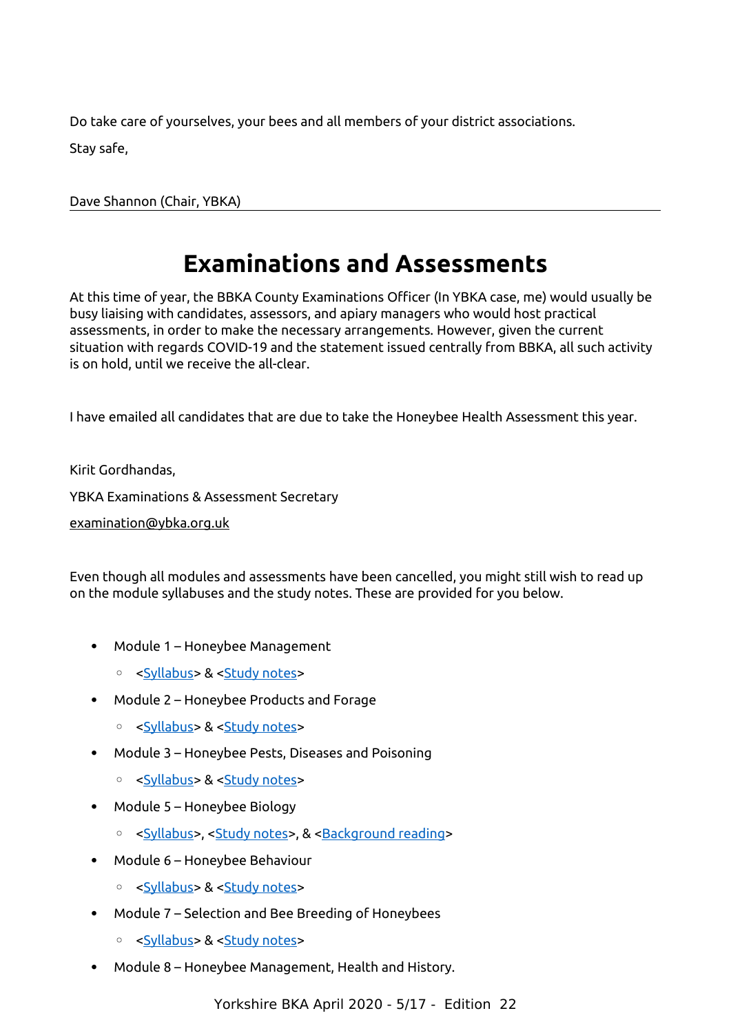Do take care of yourselves, your bees and all members of your district associations.

Stay safe,

Dave Shannon (Chair, YBKA)

---

# Examinations and Assessments

At this time of year, the BBKA County Examinations Officer (In YBKA case, me) would usually be busy liaising with candidates, assessors, and apiary managers who would host practical assessments, in order to make the necessary arrangements. However, given the current situation with regards COVID-19 and the statement issued centrally from BBKA, all such activity is on hold, until we receive the all-clear.

I have emailed all candidates that are due to take the Honeybee Health Assessment this year.

Kirit Gordhandas,

YBKA Examinations & Assessment Secretary

examination@ybka.org.uk

Even though all modules and assessments have been cancelled, you might still wish to read up on the module syllabuses and the study notes. These are provided for you below.

- Module 1 – Honeybee Management
  - <Syllabus> & <Study notes>
- Module 2 – Honeybee Products and Forage
  - <Syllabus> & <Study notes>
- Module 3 – Honeybee Pests, Diseases and Poisoning
  - <Syllabus> & <Study notes>
- Module 5 – Honeybee Biology
  - <Syllabus>, <Study notes>, & <Background reading>
- Module 6 – Honeybee Behaviour
  - <Syllabus> & <Study notes>
- Module 7 – Selection and Bee Breeding of Honeybees
  - <Syllabus> & <Study notes>
- Module 8 – Honeybee Management, Health and History.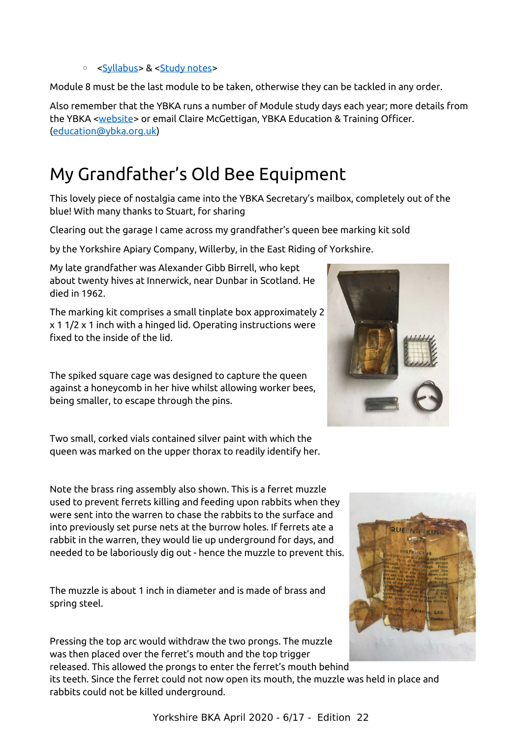- <Syllabus> & <Study notes>

Module 8 must be the last module to be taken, otherwise they can be tackled in any order.

Also remember that the YBKA runs a number of Module study days each year; more details from the YBKA <website> or email Claire McGettigan, YBKA Education & Training Officer. (education@ybka.org.uk)

# My Grandfather's Old Bee Equipment

This lovely piece of nostalgia came into the YBKA Secretary's mailbox, completely out of the blue! With many thanks to Stuart, for sharing

Clearing out the garage I came across my grandfather's queen bee marking kit sold

by the Yorkshire Apiary Company, Willerby, in the East Riding of Yorkshire.

My late grandfather was Alexander Gibb Birrell, who kept about twenty hives at Innerwick, near Dunbar in Scotland. He died in 1962.

The marking kit comprises a small tinplate box approximately 2 x 1 1/2 x 1 inch with a hinged lid. Operating instructions were fixed to the inside of the lid.

The spiked square cage was designed to capture the queen against a honeycomb in her hive whilst allowing worker bees, being smaller, to escape through the pins.

Two small, corked vials contained silver paint with which the queen was marked on the upper thorax to readily identify her.

Note the brass ring assembly also shown. This is a ferret muzzle used to prevent ferrets killing and feeding upon rabbits when they were sent into the warren to chase the rabbits to the surface and into previously set purse nets at the burrow holes. If ferrets ate a rabbit in the warren, they would lie up underground for days, and needed to be laboriously dig out - hence the muzzle to prevent this.

The muzzle is about 1 inch in diameter and is made of brass and spring steel.

Pressing the top arc would withdraw the two prongs. The muzzle was then placed over the ferret's mouth and the top trigger released. This allowed the prongs to enter the ferret's mouth behind its teeth. Since the ferret could not now open its mouth, the muzzle was held in place and rabbits could not be killed underground.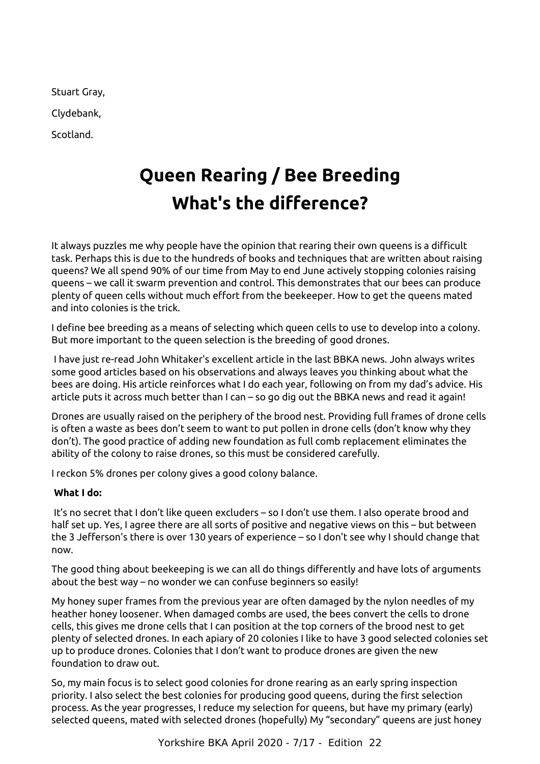Stuart Gray,

Clydebank,

Scotland.

# Queen Rearing / Bee Breeding What's the difference?

It always puzzles me why people have the opinion that rearing their own queens is a difficult task. Perhaps this is due to the hundreds of books and techniques that are written about raising queens? We all spend 90% of our time from May to end June actively stopping colonies raising queens – we call it swarm prevention and control. This demonstrates that our bees can produce plenty of queen cells without much effort from the beekeeper. How to get the queens mated and into colonies is the trick.

I define bee breeding as a means of selecting which queen cells to use to develop into a colony. But more important to the queen selection is the breeding of good drones.

I have just re-read John Whitaker's excellent article in the last BBKA news. John always writes some good articles based on his observations and always leaves you thinking about what the bees are doing. His article reinforces what I do each year, following on from my dad's advice. His article puts it across much better than I can – so go dig out the BBKA news and read it again!

Drones are usually raised on the periphery of the brood nest. Providing full frames of drone cells is often a waste as bees don't seem to want to put pollen in drone cells (don't know why they don't). The good practice of adding new foundation as full comb replacement eliminates the ability of the colony to raise drones, so this must be considered carefully.

I reckon 5% drones per colony gives a good colony balance.

**What I do:**

It's no secret that I don't like queen excluders – so I don't use them. I also operate brood and half set up. Yes, I agree there are all sorts of positive and negative views on this – but between the 3 Jefferson's there is over 130 years of experience – so I don't see why I should change that now.

The good thing about beekeeping is we can all do things differently and have lots of arguments about the best way – no wonder we can confuse beginners so easily!

My honey super frames from the previous year are often damaged by the nylon needles of my heather honey loosener. When damaged combs are used, the bees convert the cells to drone cells, this gives me drone cells that I can position at the top corners of the brood nest to get plenty of selected drones. In each apiary of 20 colonies I like to have 3 good selected colonies set up to produce drones. Colonies that I don't want to produce drones are given the new foundation to draw out.

So, my main focus is to select good colonies for drone rearing as an early spring inspection priority. I also select the best colonies for producing good queens, during the first selection process. As the year progresses, I reduce my selection for queens, but have my primary (early) selected queens, mated with selected drones (hopefully) My "secondary" queens are just honey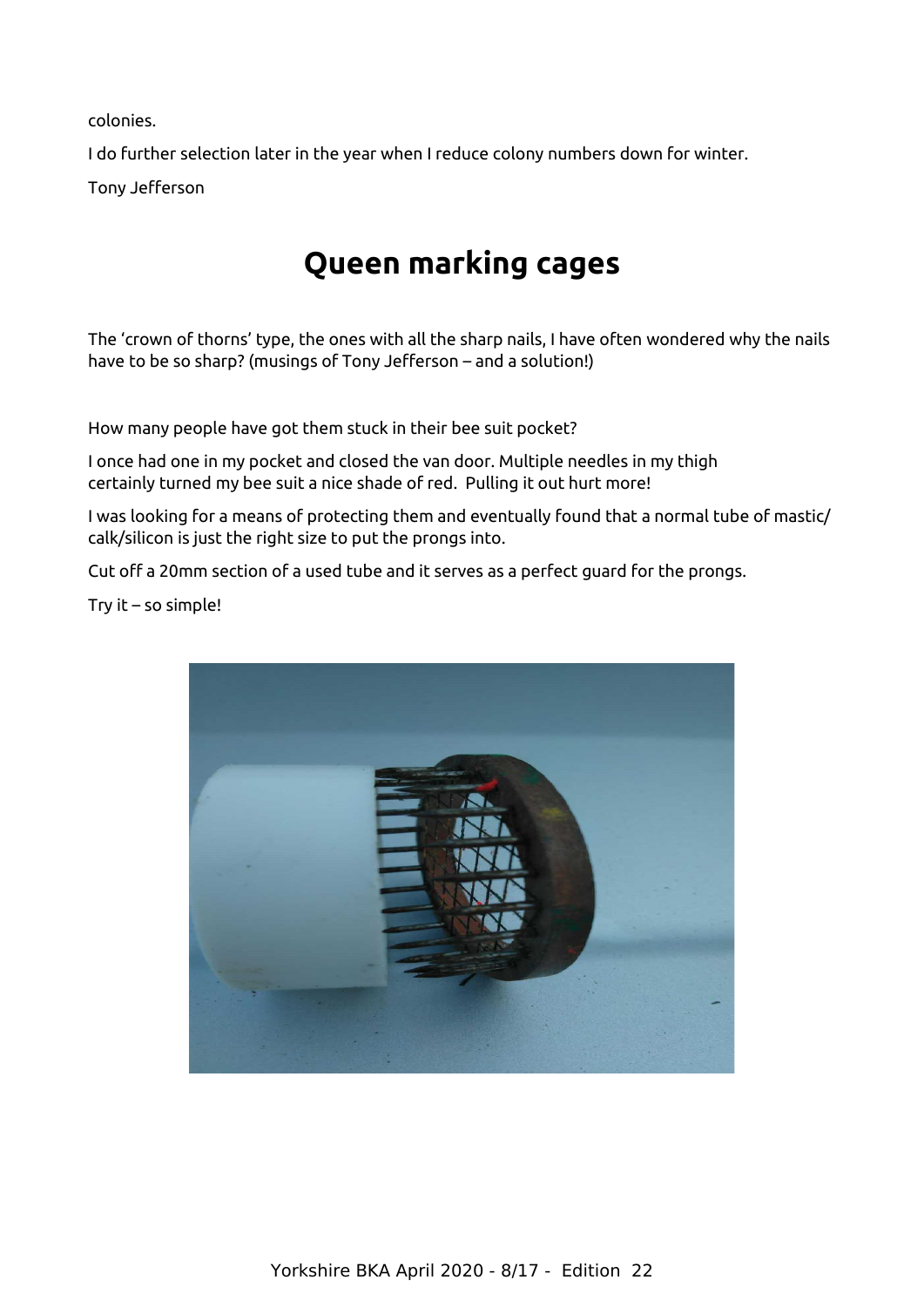colonies.

I do further selection later in the year when I reduce colony numbers down for winter.

Tony Jefferson

# Queen marking cages

The 'crown of thorns' type, the ones with all the sharp nails, I have often wondered why the nails have to be so sharp? (musings of Tony Jefferson – and a solution!)

How many people have got them stuck in their bee suit pocket?

I once had one in my pocket and closed the van door. Multiple needles in my thigh certainly turned my bee suit a nice shade of red. Pulling it out hurt more!

I was looking for a means of protecting them and eventually found that a normal tube of mastic/calk/silicon is just the right size to put the prongs into.

Cut off a 20mm section of a used tube and it serves as a perfect guard for the prongs.

Try it – so simple!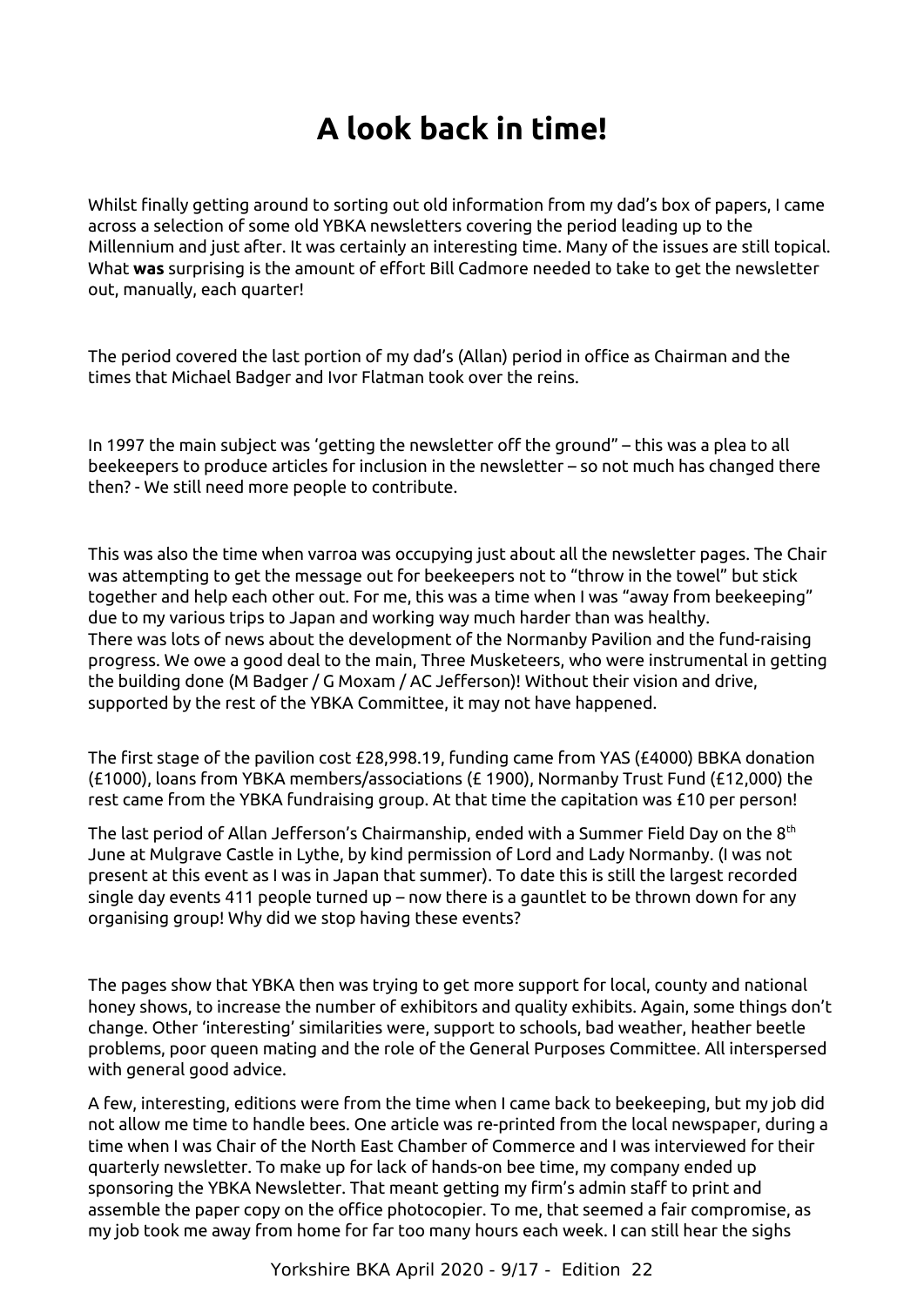# A look back in time!

Whilst finally getting around to sorting out old information from my dad's box of papers, I came across a selection of some old YBKA newsletters covering the period leading up to the Millennium and just after. It was certainly an interesting time. Many of the issues are still topical. What **was** surprising is the amount of effort Bill Cadmore needed to take to get the newsletter out, manually, each quarter!

The period covered the last portion of my dad's (Allan) period in office as Chairman and the times that Michael Badger and Ivor Flatman took over the reins.

In 1997 the main subject was 'getting the newsletter off the ground" – this was a plea to all beekeepers to produce articles for inclusion in the newsletter – so not much has changed there then? - We still need more people to contribute.

This was also the time when varroa was occupying just about all the newsletter pages. The Chair was attempting to get the message out for beekeepers not to "throw in the towel" but stick together and help each other out. For me, this was a time when I was "away from beekeeping" due to my various trips to Japan and working way much harder than was healthy.
There was lots of news about the development of the Normanby Pavilion and the fund-raising progress. We owe a good deal to the main, Three Musketeers, who were instrumental in getting the building done (M Badger / G Moxam / AC Jefferson)! Without their vision and drive, supported by the rest of the YBKA Committee, it may not have happened.

The first stage of the pavilion cost £28,998.19, funding came from YAS (£4000) BBKA donation (£1000), loans from YBKA members/associations (£ 1900), Normanby Trust Fund (£12,000) the rest came from the YBKA fundraising group. At that time the capitation was £10 per person!

The last period of Allan Jefferson's Chairmanship, ended with a Summer Field Day on the 8th June at Mulgrave Castle in Lythe, by kind permission of Lord and Lady Normanby. (I was not present at this event as I was in Japan that summer). To date this is still the largest recorded single day events 411 people turned up – now there is a gauntlet to be thrown down for any organising group! Why did we stop having these events?

The pages show that YBKA then was trying to get more support for local, county and national honey shows, to increase the number of exhibitors and quality exhibits. Again, some things don't change. Other 'interesting' similarities were, support to schools, bad weather, heather beetle problems, poor queen mating and the role of the General Purposes Committee. All interspersed with general good advice.

A few, interesting, editions were from the time when I came back to beekeeping, but my job did not allow me time to handle bees. One article was re-printed from the local newspaper, during a time when I was Chair of the North East Chamber of Commerce and I was interviewed for their quarterly newsletter. To make up for lack of hands-on bee time, my company ended up sponsoring the YBKA Newsletter. That meant getting my firm's admin staff to print and assemble the paper copy on the office photocopier. To me, that seemed a fair compromise, as my job took me away from home for far too many hours each week. I can still hear the sighs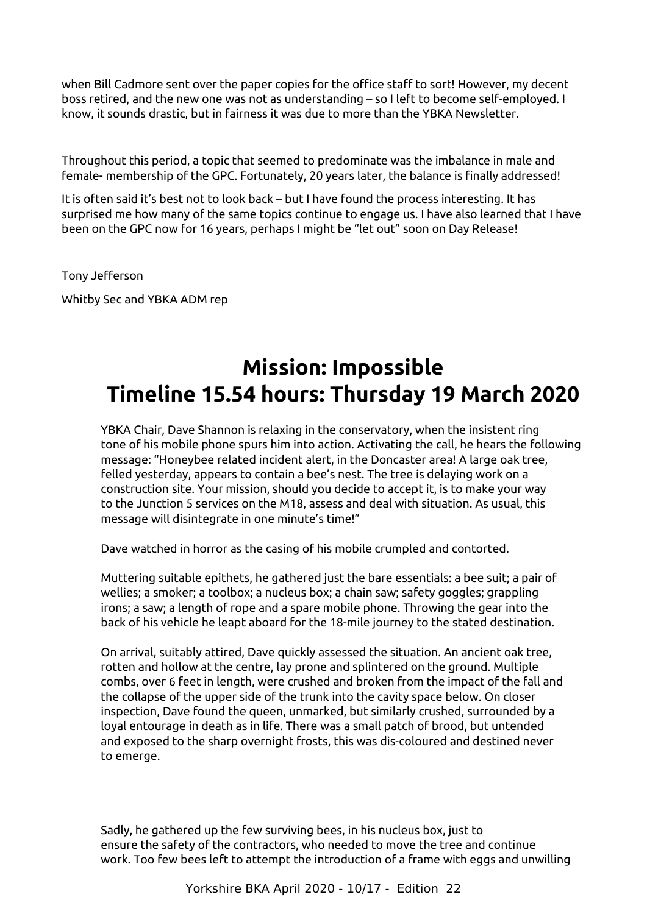when Bill Cadmore sent over the paper copies for the office staff to sort! However, my decent boss retired, and the new one was not as understanding – so I left to become self-employed. I know, it sounds drastic, but in fairness it was due to more than the YBKA Newsletter.

Throughout this period, a topic that seemed to predominate was the imbalance in male and female- membership of the GPC. Fortunately, 20 years later, the balance is finally addressed!

It is often said it's best not to look back – but I have found the process interesting. It has surprised me how many of the same topics continue to engage us. I have also learned that I have been on the GPC now for 16 years, perhaps I might be "let out" soon on Day Release!

Tony Jefferson

Whitby Sec and YBKA ADM rep

# Mission: Impossible
# Timeline 15.54 hours: Thursday 19 March 2020

YBKA Chair, Dave Shannon is relaxing in the conservatory, when the insistent ring tone of his mobile phone spurs him into action. Activating the call, he hears the following message: "Honeybee related incident alert, in the Doncaster area! A large oak tree, felled yesterday, appears to contain a bee's nest. The tree is delaying work on a construction site. Your mission, should you decide to accept it, is to make your way to the Junction 5 services on the M18, assess and deal with situation. As usual, this message will disintegrate in one minute's time!"

Dave watched in horror as the casing of his mobile crumpled and contorted.

Muttering suitable epithets, he gathered just the bare essentials: a bee suit; a pair of wellies; a smoker; a toolbox; a nucleus box; a chain saw; safety goggles; grappling irons; a saw; a length of rope and a spare mobile phone. Throwing the gear into the back of his vehicle he leapt aboard for the 18-mile journey to the stated destination.

On arrival, suitably attired, Dave quickly assessed the situation. An ancient oak tree, rotten and hollow at the centre, lay prone and splintered on the ground. Multiple combs, over 6 feet in length, were crushed and broken from the impact of the fall and the collapse of the upper side of the trunk into the cavity space below. On closer inspection, Dave found the queen, unmarked, but similarly crushed, surrounded by a loyal entourage in death as in life. There was a small patch of brood, but untended and exposed to the sharp overnight frosts, this was dis-coloured and destined never to emerge.

Sadly, he gathered up the few surviving bees, in his nucleus box, just to ensure the safety of the contractors, who needed to move the tree and continue work. Too few bees left to attempt the introduction of a frame with eggs and unwilling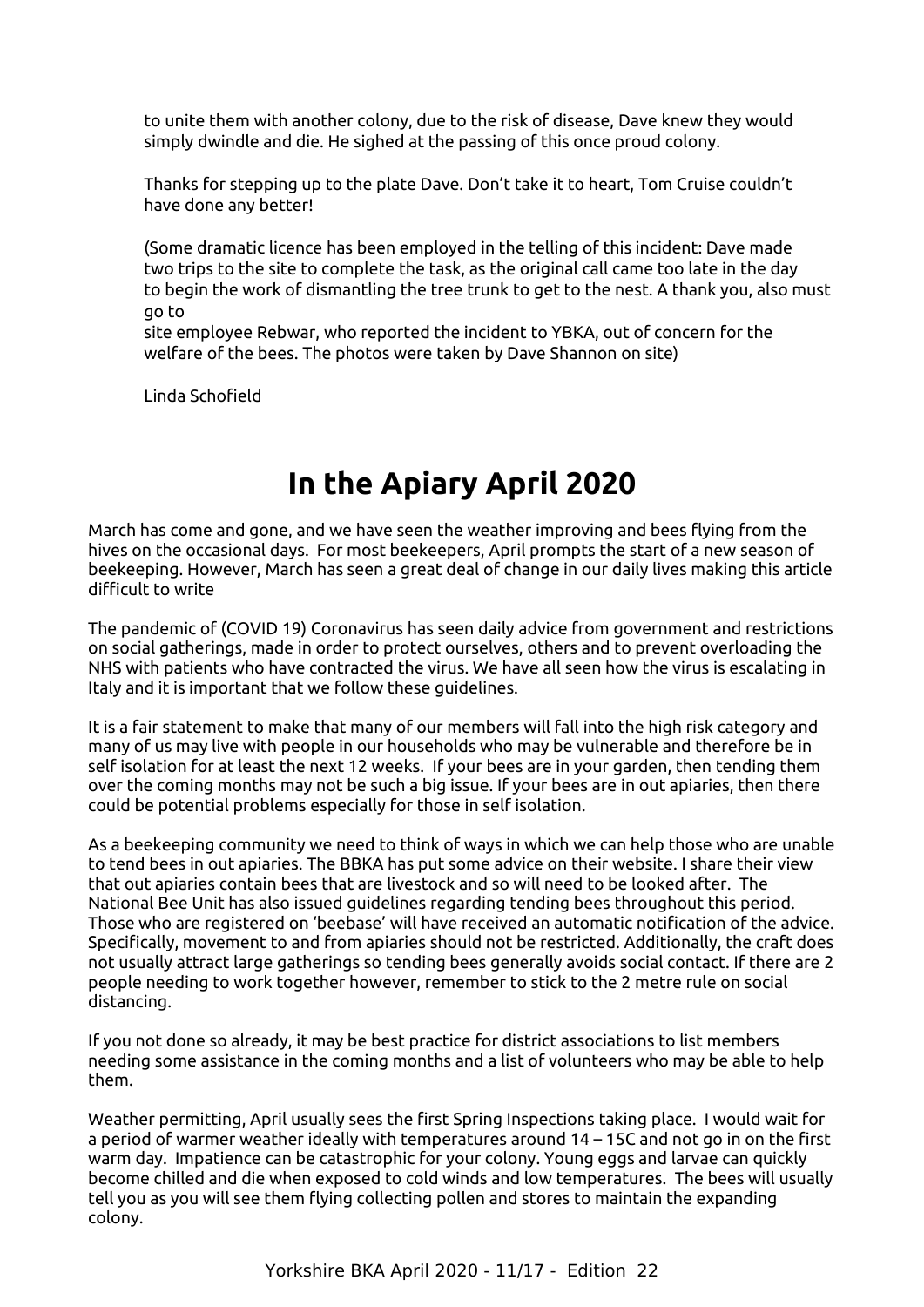to unite them with another colony, due to the risk of disease, Dave knew they would simply dwindle and die. He sighed at the passing of this once proud colony.

Thanks for stepping up to the plate Dave. Don't take it to heart, Tom Cruise couldn't have done any better!

(Some dramatic licence has been employed in the telling of this incident: Dave made two trips to the site to complete the task, as the original call came too late in the day to begin the work of dismantling the tree trunk to get to the nest. A thank you, also must go to

site employee Rebwar, who reported the incident to YBKA, out of concern for the welfare of the bees. The photos were taken by Dave Shannon on site)

Linda Schofield

# In the Apiary April 2020

March has come and gone, and we have seen the weather improving and bees flying from the hives on the occasional days. For most beekeepers, April prompts the start of a new season of beekeeping. However, March has seen a great deal of change in our daily lives making this article difficult to write

The pandemic of (COVID 19) Coronavirus has seen daily advice from government and restrictions on social gatherings, made in order to protect ourselves, others and to prevent overloading the NHS with patients who have contracted the virus. We have all seen how the virus is escalating in Italy and it is important that we follow these guidelines.

It is a fair statement to make that many of our members will fall into the high risk category and many of us may live with people in our households who may be vulnerable and therefore be in self isolation for at least the next 12 weeks. If your bees are in your garden, then tending them over the coming months may not be such a big issue. If your bees are in out apiaries, then there could be potential problems especially for those in self isolation.

As a beekeeping community we need to think of ways in which we can help those who are unable to tend bees in out apiaries. The BBKA has put some advice on their website. I share their view that out apiaries contain bees that are livestock and so will need to be looked after. The National Bee Unit has also issued guidelines regarding tending bees throughout this period. Those who are registered on 'beebase' will have received an automatic notification of the advice. Specifically, movement to and from apiaries should not be restricted. Additionally, the craft does not usually attract large gatherings so tending bees generally avoids social contact. If there are 2 people needing to work together however, remember to stick to the 2 metre rule on social distancing.

If you not done so already, it may be best practice for district associations to list members needing some assistance in the coming months and a list of volunteers who may be able to help them.

Weather permitting, April usually sees the first Spring Inspections taking place. I would wait for a period of warmer weather ideally with temperatures around 14 – 15C and not go in on the first warm day. Impatience can be catastrophic for your colony. Young eggs and larvae can quickly become chilled and die when exposed to cold winds and low temperatures. The bees will usually tell you as you will see them flying collecting pollen and stores to maintain the expanding colony.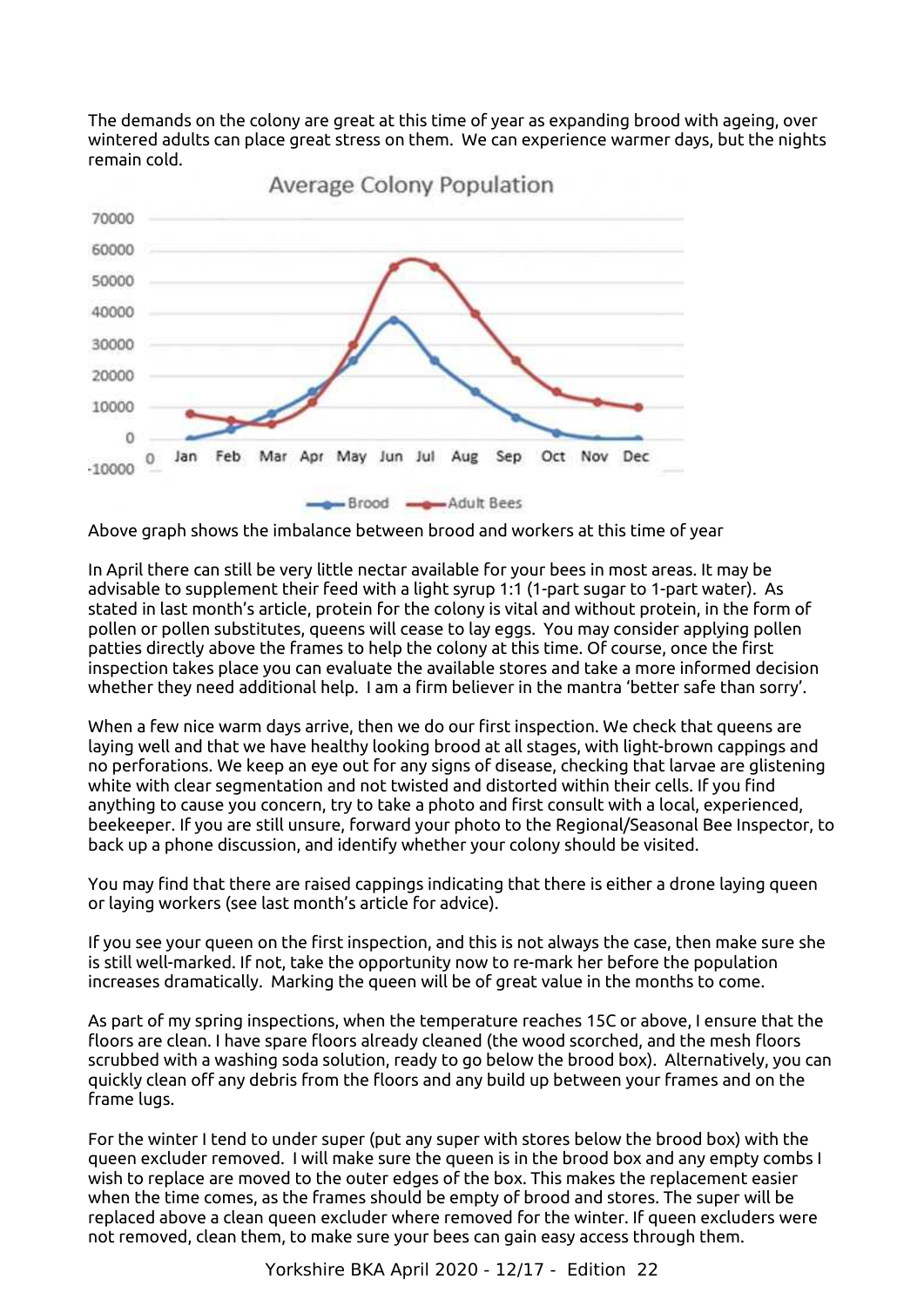The demands on the colony are great at this time of year as expanding brood with ageing, over wintered adults can place great stress on them. We can experience warmer days, but the nights remain cold.

Above graph shows the imbalance between brood and workers at this time of year

In April there can still be very little nectar available for your bees in most areas. It may be advisable to supplement their feed with a light syrup 1:1 (1-part sugar to 1-part water). As stated in last month's article, protein for the colony is vital and without protein, in the form of pollen or pollen substitutes, queens will cease to lay eggs. You may consider applying pollen patties directly above the frames to help the colony at this time. Of course, once the first inspection takes place you can evaluate the available stores and take a more informed decision whether they need additional help. I am a firm believer in the mantra 'better safe than sorry'.

When a few nice warm days arrive, then we do our first inspection. We check that queens are laying well and that we have healthy looking brood at all stages, with light-brown cappings and no perforations. We keep an eye out for any signs of disease, checking that larvae are glistening white with clear segmentation and not twisted and distorted within their cells. If you find anything to cause you concern, try to take a photo and first consult with a local, experienced, beekeeper. If you are still unsure, forward your photo to the Regional/Seasonal Bee Inspector, to back up a phone discussion, and identify whether your colony should be visited.

You may find that there are raised cappings indicating that there is either a drone laying queen or laying workers (see last month's article for advice).

If you see your queen on the first inspection, and this is not always the case, then make sure she is still well-marked. If not, take the opportunity now to re-mark her before the population increases dramatically. Marking the queen will be of great value in the months to come.

As part of my spring inspections, when the temperature reaches 15C or above, I ensure that the floors are clean. I have spare floors already cleaned (the wood scorched, and the mesh floors scrubbed with a washing soda solution, ready to go below the brood box). Alternatively, you can quickly clean off any debris from the floors and any build up between your frames and on the frame lugs.

For the winter I tend to under super (put any super with stores below the brood box) with the queen excluder removed. I will make sure the queen is in the brood box and any empty combs I wish to replace are moved to the outer edges of the box. This makes the replacement easier when the time comes, as the frames should be empty of brood and stores. The super will be replaced above a clean queen excluder where removed for the winter. If queen excluders were not removed, clean them, to make sure your bees can gain easy access through them.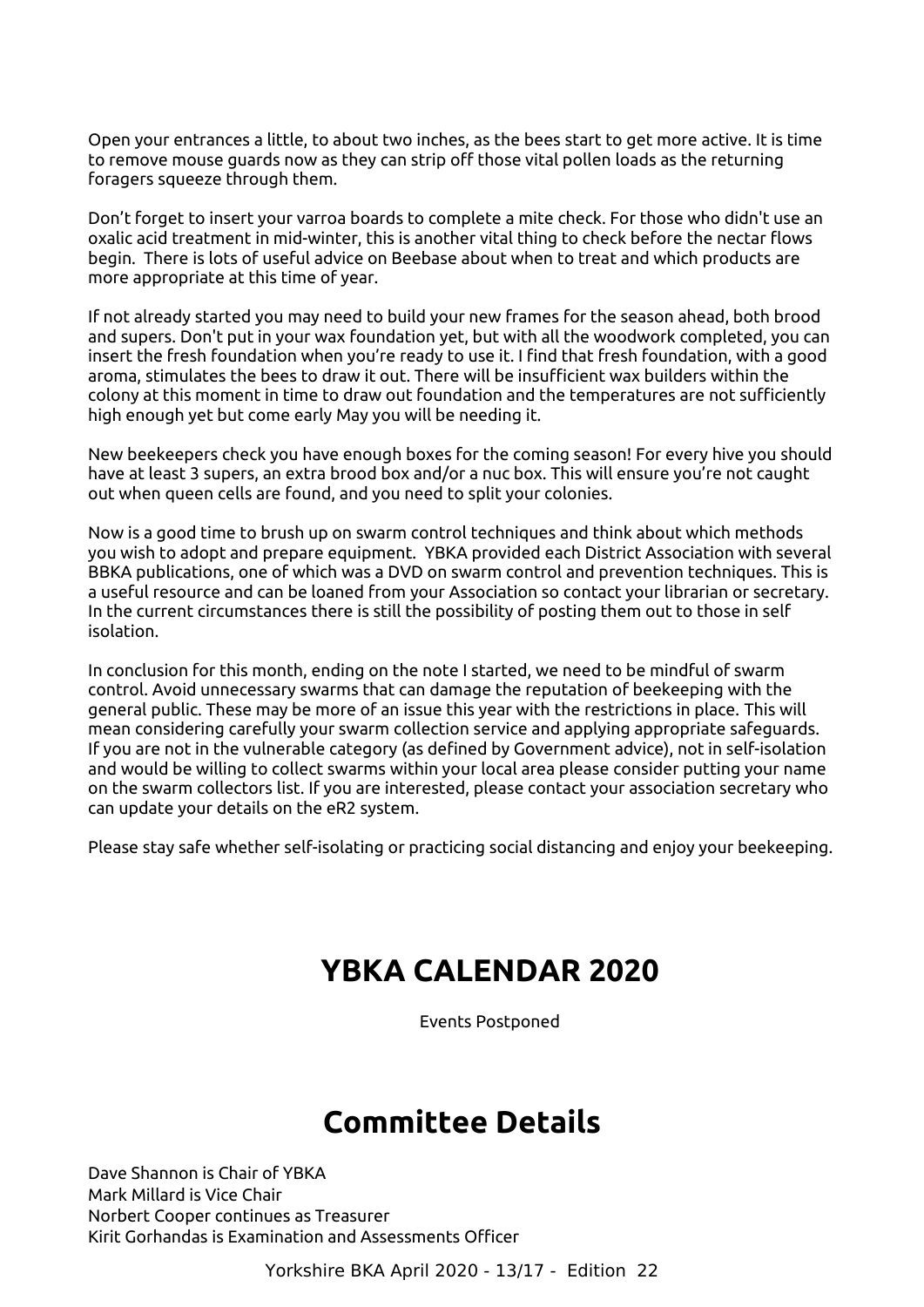Open your entrances a little, to about two inches, as the bees start to get more active. It is time to remove mouse guards now as they can strip off those vital pollen loads as the returning foragers squeeze through them.

Don't forget to insert your varroa boards to complete a mite check. For those who didn't use an oxalic acid treatment in mid-winter, this is another vital thing to check before the nectar flows begin. There is lots of useful advice on Beebase about when to treat and which products are more appropriate at this time of year.

If not already started you may need to build your new frames for the season ahead, both brood and supers. Don't put in your wax foundation yet, but with all the woodwork completed, you can insert the fresh foundation when you're ready to use it. I find that fresh foundation, with a good aroma, stimulates the bees to draw it out. There will be insufficient wax builders within the colony at this moment in time to draw out foundation and the temperatures are not sufficiently high enough yet but come early May you will be needing it.

New beekeepers check you have enough boxes for the coming season! For every hive you should have at least 3 supers, an extra brood box and/or a nuc box. This will ensure you're not caught out when queen cells are found, and you need to split your colonies.

Now is a good time to brush up on swarm control techniques and think about which methods you wish to adopt and prepare equipment. YBKA provided each District Association with several BBKA publications, one of which was a DVD on swarm control and prevention techniques. This is a useful resource and can be loaned from your Association so contact your librarian or secretary. In the current circumstances there is still the possibility of posting them out to those in self isolation.

In conclusion for this month, ending on the note I started, we need to be mindful of swarm control. Avoid unnecessary swarms that can damage the reputation of beekeeping with the general public. These may be more of an issue this year with the restrictions in place. This will mean considering carefully your swarm collection service and applying appropriate safeguards. If you are not in the vulnerable category (as defined by Government advice), not in self-isolation and would be willing to collect swarms within your local area please consider putting your name on the swarm collectors list. If you are interested, please contact your association secretary who can update your details on the eR2 system.

Please stay safe whether self-isolating or practicing social distancing and enjoy your beekeeping.

# YBKA CALENDAR 2020

Events Postponed

# Committee Details

Dave Shannon is Chair of YBKA
Mark Millard is Vice Chair
Norbert Cooper continues as Treasurer
Kirit Gorhandas is Examination and Assessments Officer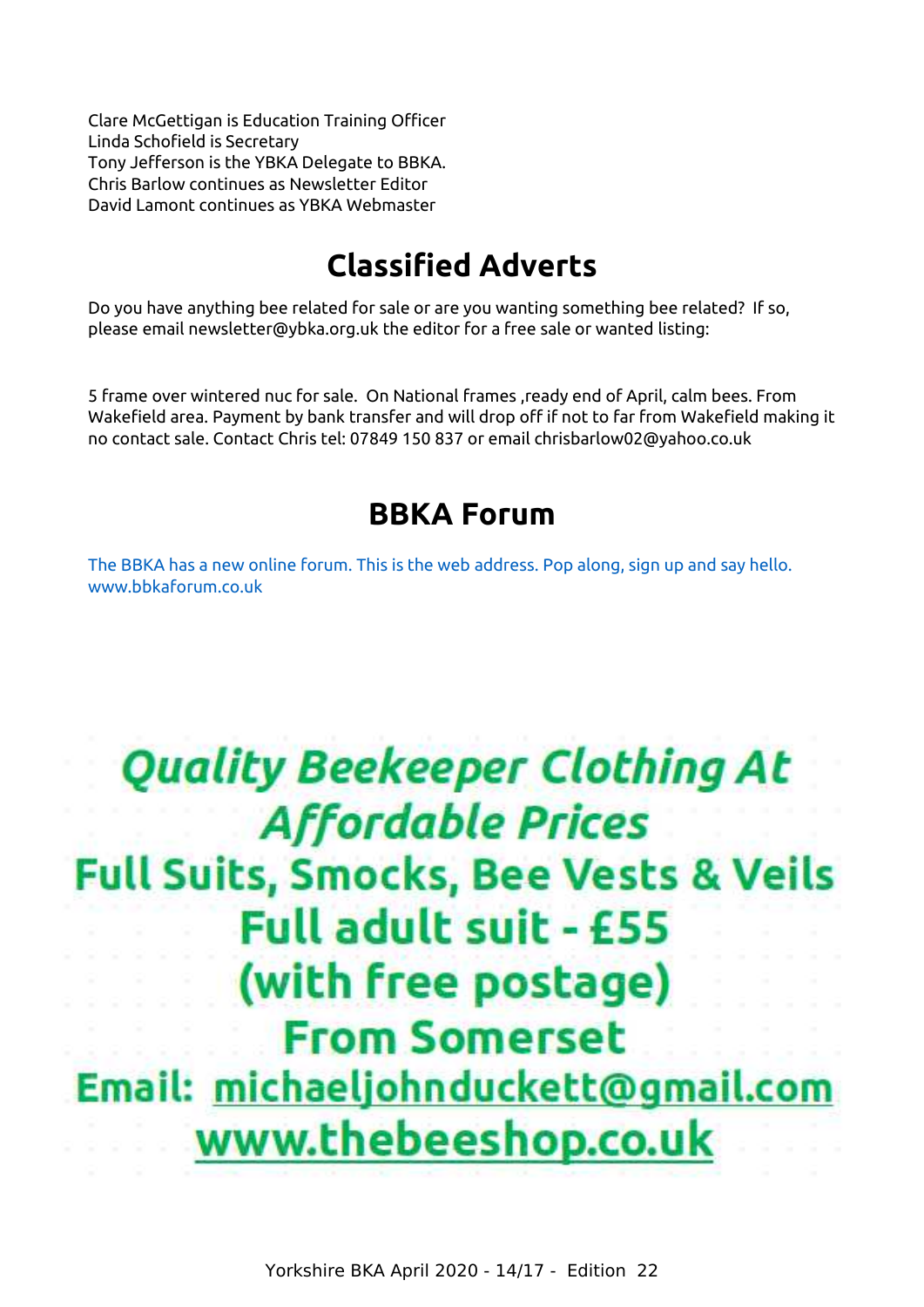Clare McGettigan is Education Training Officer
Linda Schofield is Secretary
Tony Jefferson is the YBKA Delegate to BBKA.
Chris Barlow continues as Newsletter Editor
David Lamont continues as YBKA Webmaster

## Classified Adverts

Do you have anything bee related for sale or are you wanting something bee related? If so, please email newsletter@ybka.org.uk the editor for a free sale or wanted listing:

5 frame over wintered nuc for sale. On National frames ,ready end of April, calm bees. From Wakefield area. Payment by bank transfer and will drop off if not to far from Wakefield making it no contact sale. Contact Chris tel: 07849 150 837 or email chrisbarlow02@yahoo.co.uk

## BBKA Forum

The BBKA has a new online forum. This is the web address. Pop along, sign up and say hello.
www.bbkaforum.co.uk

**Quality Beekeeper Clothing At Affordable Prices**
**Full Suits, Smocks, Bee Vests & Veils**
**Full adult suit - £55**
**(with free postage)**
**From Somerset**
**Email: michaeljohnduckett@gmail.com**
**www.thebeeshop.co.uk**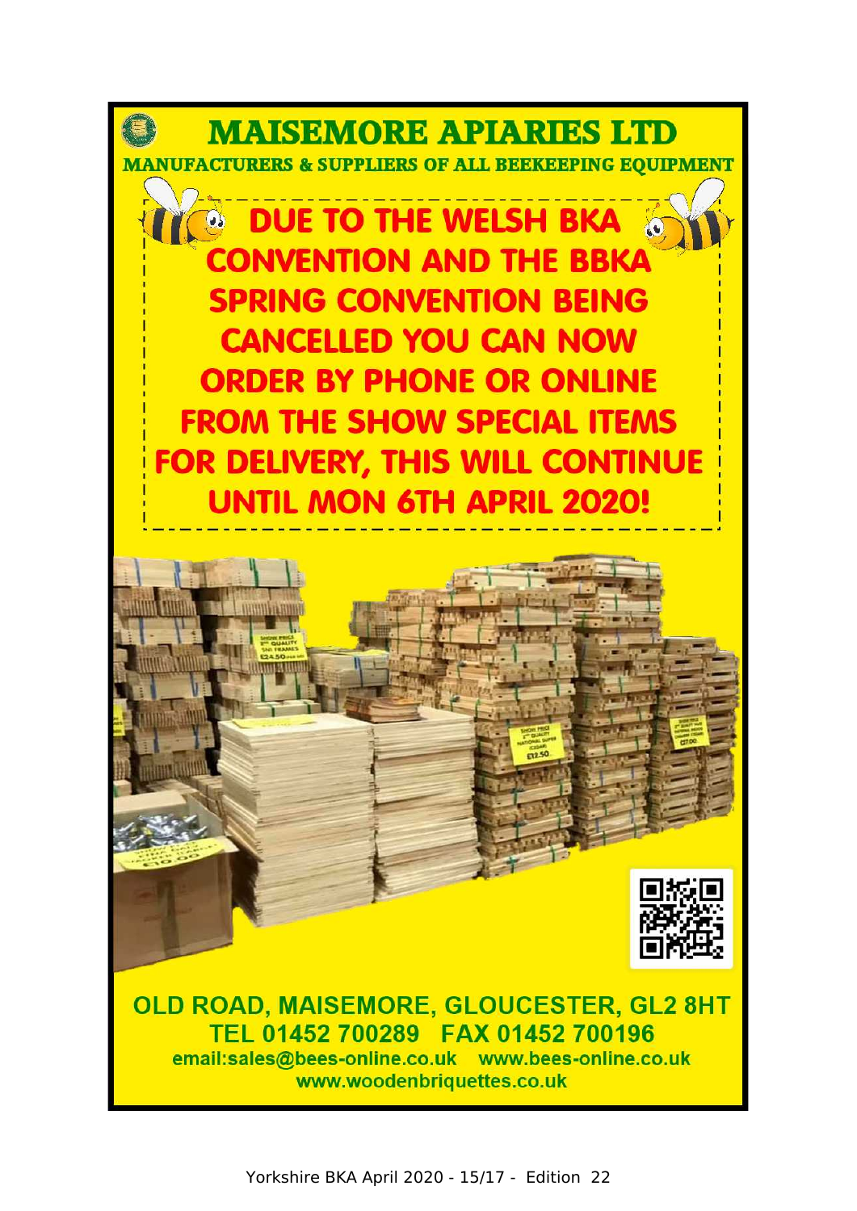# MAISEMORE APIARIES LTD

**MANUFACTURERS & SUPPLIERS OF ALL BEEKEEPING EQUIPMENT**

**DUE TO THE WELSH BKA CONVENTION AND THE BBKA SPRING CONVENTION BEING CANCELLED YOU CAN NOW ORDER BY PHONE OR ONLINE FROM THE SHOW SPECIAL ITEMS FOR DELIVERY, THIS WILL CONTINUE UNTIL MON 6TH APRIL 2020!**

OLD ROAD, MAISEMORE, GLOUCESTER, GL2 8HT

TEL 01452 700289 FAX 01452 700196

email:sales@bees-online.co.uk www.bees-online.co.uk

www.woodenbriquettes.co.uk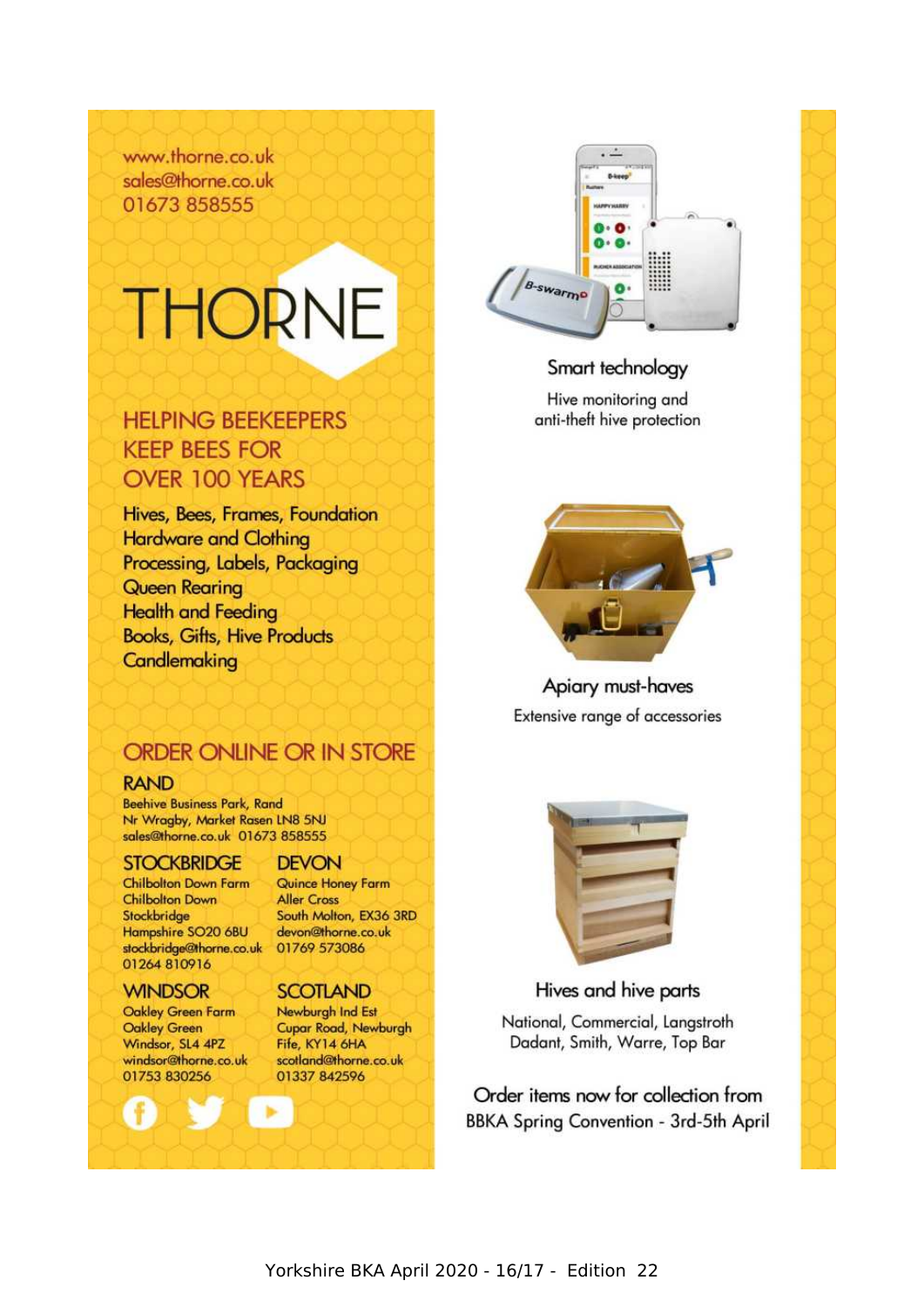www.thorne.co.uk
sales@thorne.co.uk
01673 858555

# THORNE

## HELPING BEEKEEPERS KEEP BEES FOR OVER 100 YEARS

Hives, Bees, Frames, Foundation
Hardware and Clothing
Processing, Labels, Packaging
Queen Rearing
Health and Feeding
Books, Gifts, Hive Products
Candlemaking

## ORDER ONLINE OR IN STORE

### RAND

Beehive Business Park, Rand
Nr Wragby, Market Rasen LN8 5NJ
sales@thorne.co.uk 01673 858555

### STOCKBRIDGE

Chilbolton Down Farm
Chilbolton Down
Stockbridge
Hampshire SO20 6BU
stockbridge@thorne.co.uk
01264 810916

### DEVON

Quince Honey Farm
Aller Cross
South Molton, EX36 3RD
devon@thorne.co.uk
01769 573086

### WINDSOR

Oakley Green Farm
Oakley Green
Windsor, SL4 4PZ
windsor@thorne.co.uk
01753 830256

### SCOTLAND

Newburgh Ind Est
Cupar Road, Newburgh
Fife, KY14 6HA
scotland@thorne.co.uk
01337 842596

### Smart technology

Hive monitoring and anti-theft hive protection

### Apiary must-haves

Extensive range of accessories

### Hives and hive parts

National, Commercial, Langstroth
Dadant, Smith, Warre, Top Bar

Order items now for collection from BBKA Spring Convention - 3rd-5th April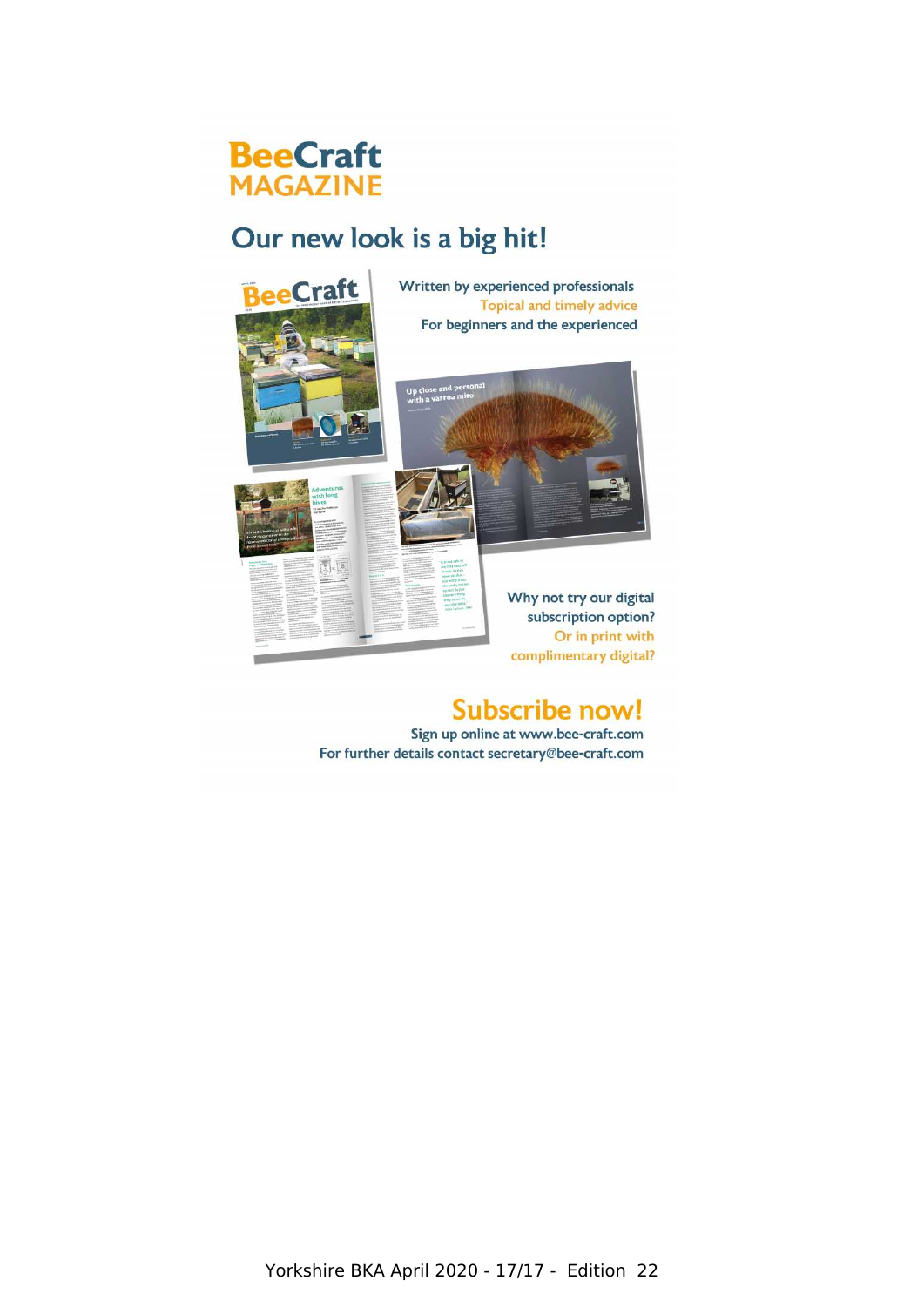# BeeCraft MAGAZINE

## Our new look is a big hit!

Written by experienced professionals
Topical and timely advice
For beginners and the experienced

Why not try our digital subscription option?
Or in print with complimentary digital?

## Subscribe now!

Sign up online at www.bee-craft.com
For further details contact secretary@bee-craft.com